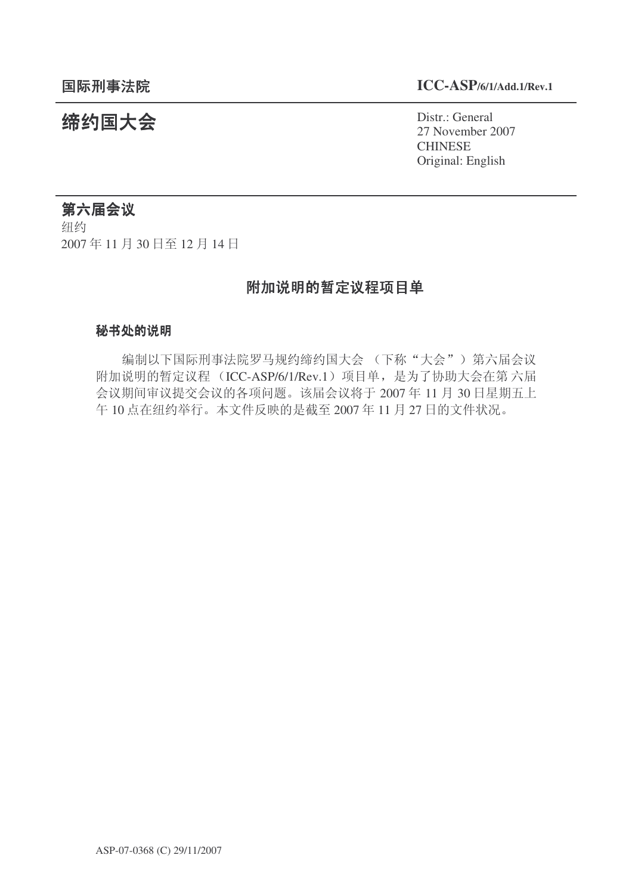**国际刑事法院** **ICC-ASP/6/1/Add.1/Rev.1**

# 缔约国大会

Distr.: General
27 November 2007
CHINESE
Original: English

## 第六届会议

纽约
2007 年 11 月 30 日至 12 月 14 日

## 附加说明的暂定议程项目单

### 秘书处的说明

编制以下国际刑事法院罗马规约缔约国大会 （下称“大会”）第六届会议附加说明的暂定议程（ICC-ASP/6/1/Rev.1）项目单，是为了协助大会在第六届会议期间审议提交会议的各项问题。该届会议将于 2007 年 11 月 30 日星期五上午 10 点在纽约举行。本文件反映的是截至 2007 年 11 月 27 日的文件状况。

ASP-07-0368 (C) 29/11/2007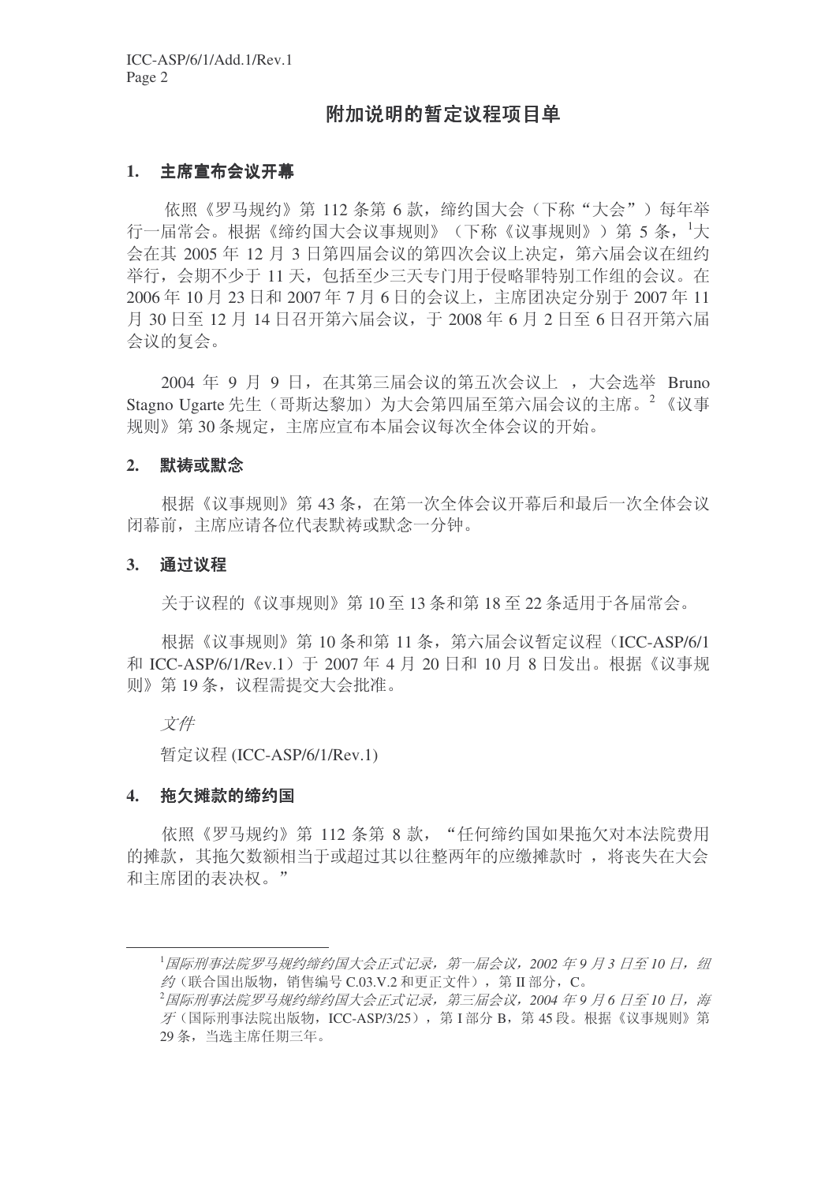## 附加说明的暂定议程项目单

### 1. 主席宣布会议开幕

依照《罗马规约》第 112 条第 6 款，缔约国大会（下称"大会"）每年举行一届常会。根据《缔约国大会议事规则》（下称《议事规则》）第 5 条，[1]大会在其 2005 年 12 月 3 日第四届会议的第四次会议上决定，第六届会议在纽约举行，会期不少于 11 天，包括至少三天专门用于侵略罪特别工作组的会议。在 2006 年 10 月 23 日和 2007 年 7 月 6 日的会议上，主席团决定分别于 2007 年 11 月 30 日至 12 月 14 日召开第六届会议，于 2008 年 6 月 2 日至 6 日召开第六届会议的复会。

2004 年 9 月 9 日，在其第三届会议的第五次会议上 ，大会选举 Bruno Stagno Ugarte 先生（哥斯达黎加）为大会第四届至第六届会议的主席。[2] 《议事规则》第 30 条规定，主席应宣布本届会议每次全体会议的开始。

### 2. 默祷或默念

根据《议事规则》第 43 条，在第一次全体会议开幕后和最后一次全体会议闭幕前，主席应请各位代表默祷或默念一分钟。

### 3. 通过议程

关于议程的《议事规则》第 10 至 13 条和第 18 至 22 条适用于各届常会。

根据《议事规则》第 10 条和第 11 条，第六届会议暂定议程（ICC-ASP/6/1 和 ICC-ASP/6/1/Rev.1）于 2007 年 4 月 20 日和 10 月 8 日发出。根据《议事规则》第 19 条，议程需提交大会批准。

*文件*

暂定议程 (ICC-ASP/6/1/Rev.1)

### 4. 拖欠摊款的缔约国

依照《罗马规约》第 112 条第 8 款，"任何缔约国如果拖欠对本法院费用的摊款，其拖欠数额相当于或超过其以往整两年的应缴摊款时 ，将丧失在大会和主席团的表决权。"

---

[1] *国际刑事法院罗马规约缔约国大会正式记录，第一届会议，2002 年 9 月 3 日至 10 日，纽约*（联合国出版物，销售编号 C.03.V.2 和更正文件），第 II 部分，C。

[2] *国际刑事法院罗马规约缔约国大会正式记录，第三届会议，2004 年 9 月 6 日至 10 日，海牙*（国际刑事法院出版物，ICC-ASP/3/25），第 I 部分 B，第 45 段。根据《议事规则》第 29 条，当选主席任期三年。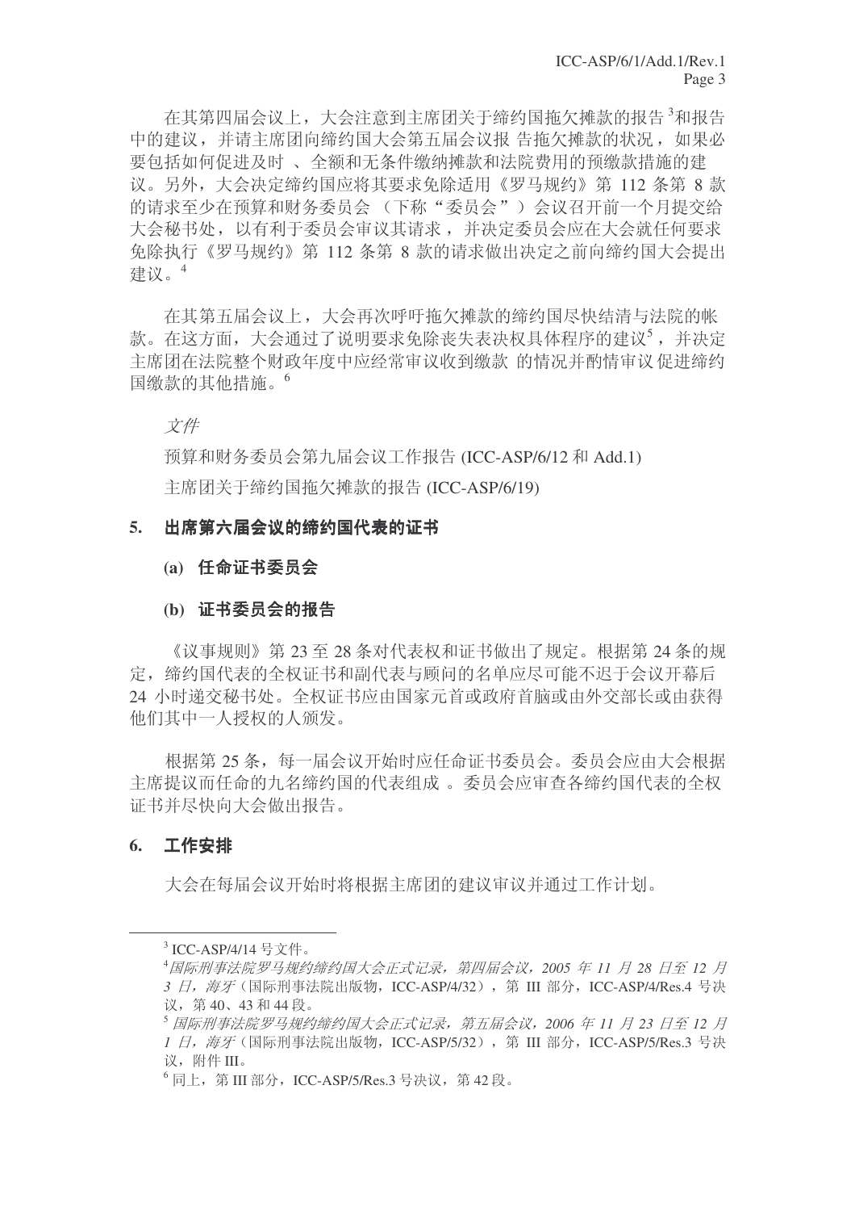在其第四届会议上，大会注意到主席团关于缔约国拖欠摊款的报告[3]和报告中的建议，并请主席团向缔约国大会第五届会议报 告拖欠摊款的状况，如果必要包括如何促进及时 、全额和无条件缴纳摊款和法院费用的预缴款措施的建议。另外，大会决定缔约国应将其要求免除适用《罗马规约》第 112 条第 8 款的请求至少在预算和财务委员会 （下称“委员会”）会议召开前一个月提交给大会秘书处，以有利于委员会审议其请求，并决定委员会应在大会就任何要求免除执行《罗马规约》第 112 条第 8 款的请求做出决定之前向缔约国大会提出建议。[4]

在其第五届会议上，大会再次呼吁拖欠摊款的缔约国尽快结清与法院的帐款。在这方面，大会通过了说明要求免除丧失表决权具体程序的建议[5]，并决定主席团在法院整个财政年度中应经常审议收到缴款 的情况并酌情审议 促进缔约国缴款的其他措施。[6]

*文件*

预算和财务委员会第九届会议工作报告 (ICC-ASP/6/12 和 Add.1)

主席团关于缔约国拖欠摊款的报告 (ICC-ASP/6/19)

## 5. 出席第六届会议的缔约国代表的证书

### (a) 任命证书委员会

### (b) 证书委员会的报告

《议事规则》第 23 至 28 条对代表权和证书做出了规定。根据第 24 条的规定，缔约国代表的全权证书和副代表与顾问的名单应尽可能不迟于会议开幕后 24 小时递交秘书处。全权证书应由国家元首或政府首脑或由外交部长或由获得他们其中一人授权的人颁发。

根据第 25 条，每一届会议开始时应任命证书委员会。委员会应由大会根据主席提议而任命的九名缔约国的代表组成 。委员会应审查各缔约国代表的全权证书并尽快向大会做出报告。

## 6. 工作安排

大会在每届会议开始时将根据主席团的建议审议并通过工作计划。

---

[3] ICC-ASP/4/14 号文件。

[4] *国际刑事法院罗马规约缔约国大会正式记录，第四届会议，2005 年 11 月 28 日至 12 月 3 日，海牙*（国际刑事法院出版物，ICC-ASP/4/32），第 III 部分，ICC-ASP/4/Res.4 号决议，第 40、43 和 44 段。

[5] *国际刑事法院罗马规约缔约国大会正式记录，第五届会议，2006 年 11 月 23 日至 12 月 1 日，海牙*（国际刑事法院出版物，ICC-ASP/5/32），第 III 部分，ICC-ASP/5/Res.3 号决议，附件 III。

[6] 同上，第 III 部分，ICC-ASP/5/Res.3 号决议，第 42 段。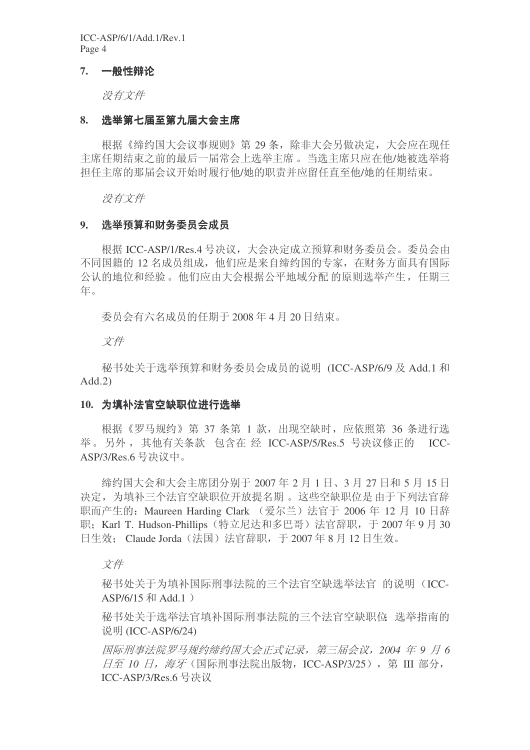## 7. 一般性辩论

*没有文件*

## 8. 选举第七届至第九届大会主席

根据《缔约国大会议事规则》第 29 条，除非大会另做决定，大会应在现任主席任期结束之前的最后一届常会上选举主席。当选主席只应在他/她被选举将担任主席的那届会议开始时履行他/她的职责并应留任直至他/她的任期结束。

*没有文件*

## 9. 选举预算和财务委员会成员

根据 ICC-ASP/1/Res.4 号决议，大会决定成立预算和财务委员会。委员会由不同国籍的 12 名成员组成，他们应是来自缔约国的专家，在财务方面具有国际公认的地位和经验。他们应由大会根据公平地域分配的原则选举产生，任期三年。

委员会有六名成员的任期于 2008 年 4 月 20 日结束。

*文件*

秘书处关于选举预算和财务委员会成员的说明 (ICC-ASP/6/9 及 Add.1 和 Add.2)

## 10. 为填补法官空缺职位进行选举

根据《罗马规约》第 37 条第 1 款，出现空缺时，应依照第 36 条进行选举。另外，其他有关条款包含在经 ICC-ASP/5/Res.5 号决议修正的 ICC-ASP/3/Res.6 号决议中。

缔约国大会和大会主席团分别于 2007 年 2 月 1 日、3 月 27 日和 5 月 15 日决定，为填补三个法官空缺职位开放提名期。这些空缺职位是由于下列法官辞职而产生的：Maureen Harding Clark （爱尔兰）法官于 2006 年 12 月 10 日辞职；Karl T. Hudson-Phillips（特立尼达和多巴哥）法官辞职，于 2007 年 9 月 30 日生效； Claude Jorda（法国）法官辞职，于 2007 年 8 月 12 日生效。

*文件*

秘书处关于为填补国际刑事法院的三个法官空缺选举法官的说明（ICC-ASP/6/15 和 Add.1 ）

秘书处关于选举法官填补国际刑事法院的三个法官空缺职位：选举指南的说明 (ICC-ASP/6/24)

*国际刑事法院罗马规约缔约国大会正式记录，第三届会议，2004 年 9 月 6 日至 10 日，海牙*（国际刑事法院出版物，ICC-ASP/3/25），第 III 部分，ICC-ASP/3/Res.6 号决议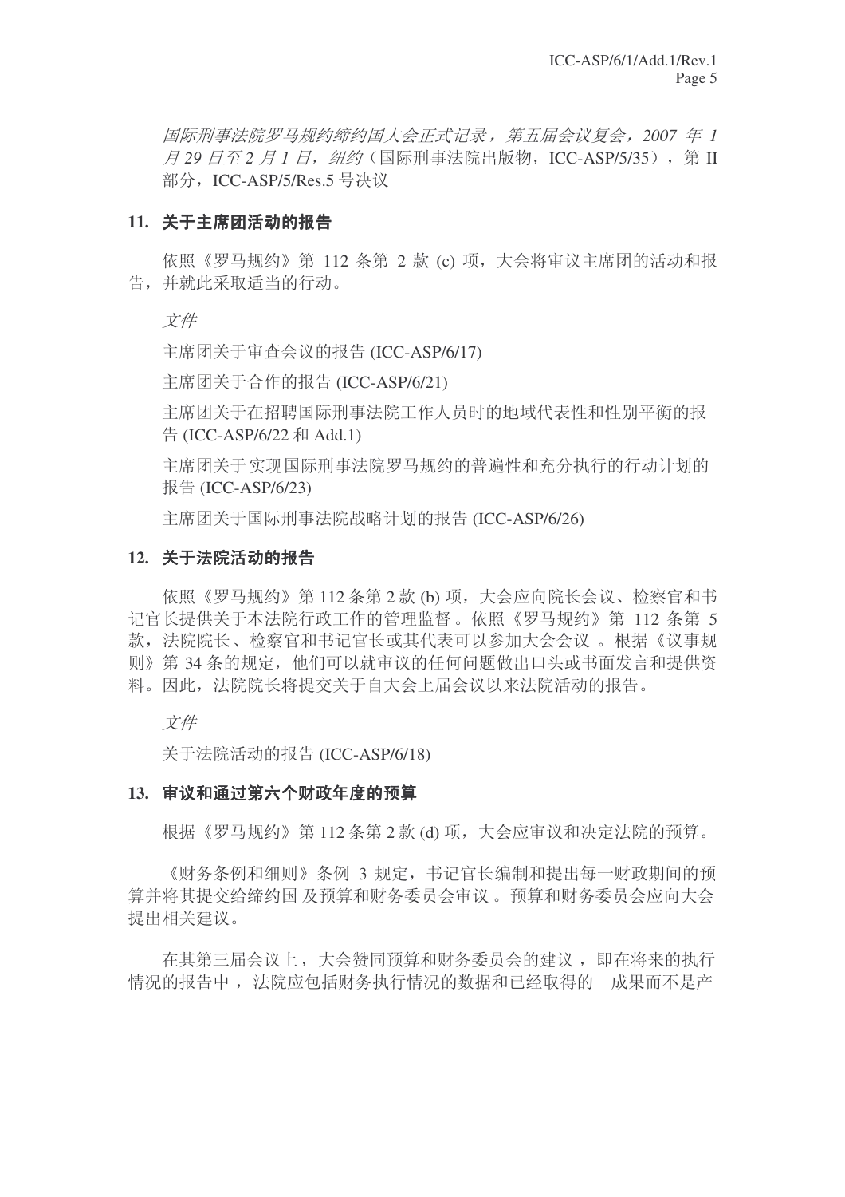*国际刑事法院罗马规约缔约国大会正式记录，第五届会议复会，2007 年 1 月 29 日至 2 月 1 日，纽约*（国际刑事法院出版物，ICC-ASP/5/35），第 II 部分，ICC-ASP/5/Res.5 号决议

### 11. 关于主席团活动的报告

依照《罗马规约》第 112 条第 2 款 (c) 项，大会将审议主席团的活动和报告，并就此采取适当的行动。

*文件*

主席团关于审查会议的报告 (ICC-ASP/6/17)

主席团关于合作的报告 (ICC-ASP/6/21)

主席团关于在招聘国际刑事法院工作人员时的地域代表性和性别平衡的报告 (ICC-ASP/6/22 和 Add.1)

主席团关于实现国际刑事法院罗马规约的普遍性和充分执行的行动计划的报告 (ICC-ASP/6/23)

主席团关于国际刑事法院战略计划的报告 (ICC-ASP/6/26)

### 12. 关于法院活动的报告

依照《罗马规约》第 112 条第 2 款 (b) 项，大会应向院长会议、检察官和书记官长提供关于本法院行政工作的管理监督。依照《罗马规约》第 112 条第 5 款，法院院长、检察官和书记官长或其代表可以参加大会会议 。根据《议事规则》第 34 条的规定，他们可以就审议的任何问题做出口头或书面发言和提供资料。因此，法院院长将提交关于自大会上届会议以来法院活动的报告。

*文件*

关于法院活动的报告 (ICC-ASP/6/18)

### 13. 审议和通过第六个财政年度的预算

根据《罗马规约》第 112 条第 2 款 (d) 项，大会应审议和决定法院的预算。

《财务条例和细则》条例 3 规定，书记官长编制和提出每一财政期间的预算并将其提交给缔约国 及预算和财务委员会审议 。预算和财务委员会应向大会提出相关建议。

在其第三届会议上，大会赞同预算和财务委员会的建议 ，即在将来的执行情况的报告中 ，法院应包括财务执行情况的数据和已经取得的 成果而不是产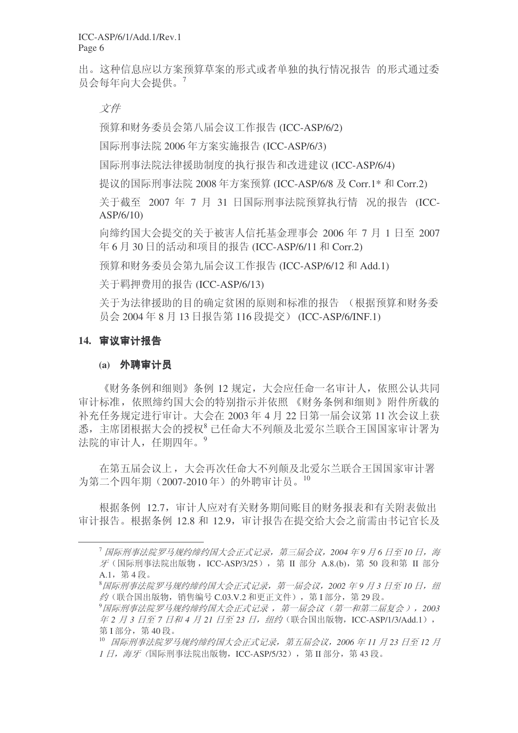出。这种信息应以方案预算草案的形式或者单独的执行情况报告 的形式通过委员会每年向大会提供。[7]

*文件*

预算和财务委员会第八届会议工作报告 (ICC-ASP/6/2)

国际刑事法院 2006 年方案实施报告 (ICC-ASP/6/3)

国际刑事法院法律援助制度的执行报告和改进建议 (ICC-ASP/6/4)

提议的国际刑事法院 2008 年方案预算 (ICC-ASP/6/8 及 Corr.1* 和 Corr.2)

关于截至 2007 年 7 月 31 日国际刑事法院预算执行情 况的报告 (ICC-ASP/6/10)

向缔约国大会提交的关于被害人信托基金理事会 2006 年 7 月 1 日至 2007 年 6 月 30 日的活动和项目的报告 (ICC-ASP/6/11 和 Corr.2)

预算和财务委员会第九届会议工作报告 (ICC-ASP/6/12 和 Add.1)

关于羁押费用的报告 (ICC-ASP/6/13)

关于为法律援助的目的确定贫困的原则和标准的报告 （根据预算和财务委员会 2004 年 8 月 13 日报告第 116 段提交） (ICC-ASP/6/INF.1)

## 14. 审议审计报告

### (a) 外聘审计员

《财务条例和细则》条例 12 规定，大会应任命一名审计人，依照公认共同审计标准，依照缔约国大会的特别指示并依照 《财务条例和细则》附件所载的补充任务规定进行审计。大会在 2003 年 4 月 22 日第一届会议第 11 次会议上获悉，主席团根据大会的授权[8] 已任命大不列颠及北爱尔兰联合王国国家审计署为法院的审计人，任期四年。[9]

在第五届会议上，大会再次任命大不列颠及北爱尔兰联合王国国家审计署为第二个四年期（2007-2010 年）的外聘审计员。[10]

根据条例 12.7，审计人应对有关财务期间账目的财务报表和有关附表做出审计报告。根据条例 12.8 和 12.9，审计报告在提交给大会之前需由书记官长及

---

[7] *国际刑事法院罗马规约缔约国大会正式记录，第三届会议，2004 年 9 月 6 日至 10 日，海牙*（国际刑事法院出版物，ICC-ASP/3/25），第 II 部分 A.8.(b)，第 50 段和第 II 部分 A.1，第 4 段。

[8] *国际刑事法院罗马规约缔约国大会正式记录，第一届会议，2002 年 9 月 3 日至 10 日，纽约*（联合国出版物，销售编号 C.03.V.2 和更正文件），第 I 部分，第 29 段。

[9] *国际刑事法院罗马规约缔约国大会正式记录 ，第一届会议（第一和第二届复会），2003 年 2 月 3 日至 7 日和 4 月 21 日至 23 日，纽约*（联合国出版物，ICC-ASP/1/3/Add.1），第 I 部分，第 40 段。

[10] *国际刑事法院罗马规约缔约国大会正式记录，第五届会议，2006 年 11 月 23 日至 12 月 1 日，海牙*（国际刑事法院出版物，ICC-ASP/5/32），第 II 部分，第 43 段。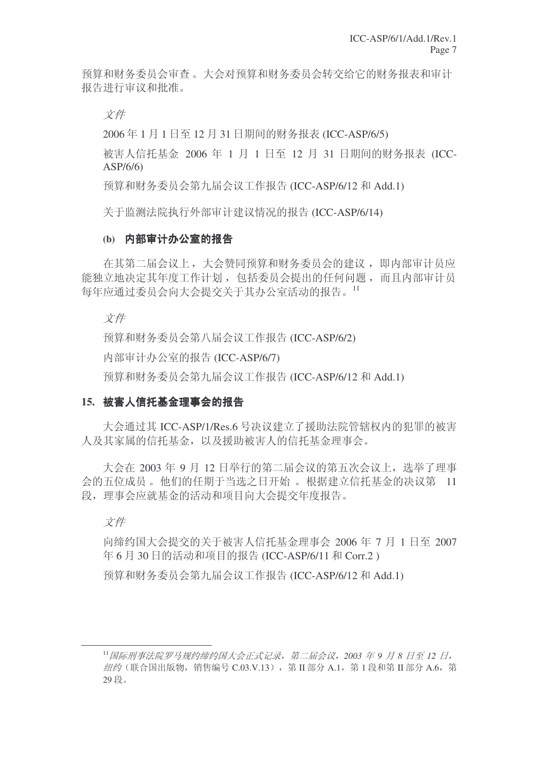预算和财务委员会审查。大会对预算和财务委员会转交给它的财务报表和审计报告进行审议和批准。

*文件*

2006 年 1 月 1 日至 12 月 31 日期间的财务报表 (ICC-ASP/6/5)

被害人信托基金 2006 年 1 月 1 日至 12 月 31 日期间的财务报表 (ICC-ASP/6/6)

预算和财务委员会第九届会议工作报告 (ICC-ASP/6/12 和 Add.1)

关于监测法院执行外部审计建议情况的报告 (ICC-ASP/6/14)

#### (b) 内部审计办公室的报告

在其第二届会议上，大会赞同预算和财务委员会的建议，即内部审计员应能独立地决定其年度工作计划，包括委员会提出的任何问题，而且内部审计员每年应通过委员会向大会提交关于其办公室活动的报告。[11]

*文件*

预算和财务委员会第八届会议工作报告 (ICC-ASP/6/2)

内部审计办公室的报告 (ICC-ASP/6/7)

预算和财务委员会第九届会议工作报告 (ICC-ASP/6/12 和 Add.1)

### 15. 被害人信托基金理事会的报告

大会通过其 ICC-ASP/1/Res.6 号决议建立了援助法院管辖权内的犯罪的被害人及其家属的信托基金，以及援助被害人的信托基金理事会。

大会在 2003 年 9 月 12 日举行的第二届会议的第五次会议上，选举了理事会的五位成员。他们的任期于当选之日开始。根据建立信托基金的决议第 11 段，理事会应就基金的活动和项目向大会提交年度报告。

*文件*

向缔约国大会提交的关于被害人信托基金理事会 2006 年 7 月 1 日至 2007 年 6 月 30 日的活动和项目的报告 (ICC-ASP/6/11 和 Corr.2 )

预算和财务委员会第九届会议工作报告 (ICC-ASP/6/12 和 Add.1)

---

[11] *国际刑事法院罗马规约缔约国大会正式记录，第二届会议，2003 年 9 月 8 日至 12 日，纽约*（联合国出版物，销售编号 C.03.V.13），第 II 部分 A.1，第 1 段和第 II 部分 A.6，第 29 段。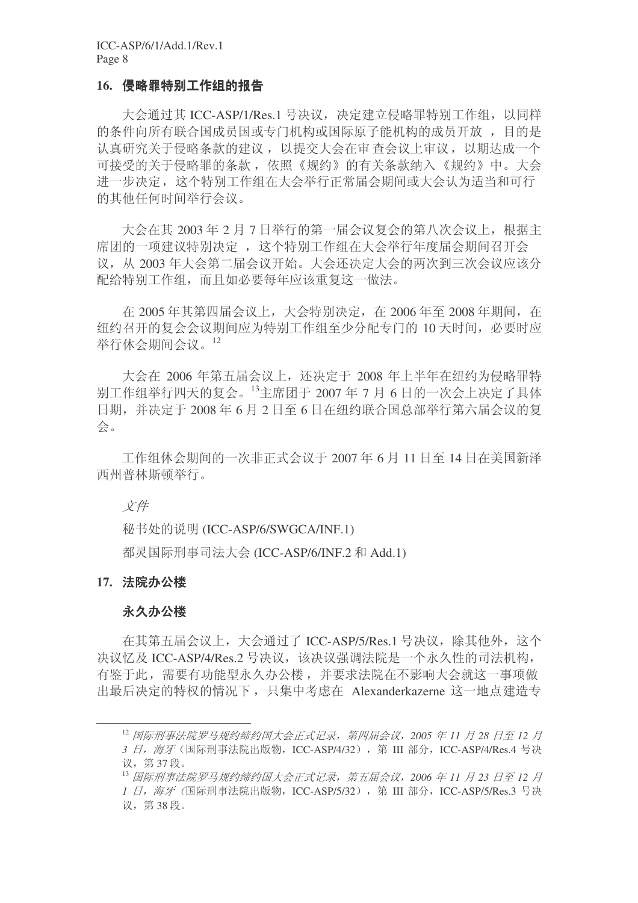### 16. 侵略罪特别工作组的报告

大会通过其 ICC-ASP/1/Res.1 号决议，决定建立侵略罪特别工作组，以同样的条件向所有联合国成员国或专门机构或国际原子能机构的成员开放 ，目的是认真研究关于侵略条款的建议 ，以提交大会在审查会议上审议 ，以期达成一个可接受的关于侵略罪的条款 ，依照《规约》的有关条款纳入《规约》中。大会进一步决定，这个特别工作组在大会举行正常届会期间或大会认为适当和可行的其他任何时间举行会议。

大会在其 2003 年 2 月 7 日举行的第一届会议复会的第八次会议上，根据主席团的一项建议特别决定 ，这个特别工作组在大会举行年度届会期间召开会议，从 2003 年大会第二届会议开始。大会还决定大会的两次到三次会议应该分配给特别工作组，而且如必要每年应该重复这一做法。

在 2005 年其第四届会议上，大会特别决定，在 2006 年至 2008 年期间，在纽约召开的复会会议期间应为特别工作组至少分配专门的 10 天时间，必要时应举行休会期间会议。[12]

大会在 2006 年第五届会议上，还决定于 2008 年上半年在纽约为侵略罪特别工作组举行四天的复会。[13]主席团于 2007 年 7 月 6 日的一次会上决定了具体日期，并决定于 2008 年 6 月 2 日至 6 日在纽约联合国总部举行第六届会议的复会。

工作组休会期间的一次非正式会议于 2007 年 6 月 11 日至 14 日在美国新泽西州普林斯顿举行。

*文件*

秘书处的说明 (ICC-ASP/6/SWGCA/INF.1)

都灵国际刑事司法大会 (ICC-ASP/6/INF.2 和 Add.1)

### 17. 法院办公楼

#### 永久办公楼

在其第五届会议上，大会通过了 ICC-ASP/5/Res.1 号决议，除其他外，这个决议忆及 ICC-ASP/4/Res.2 号决议，该决议强调法院是一个永久性的司法机构，有鉴于此，需要有功能型永久办公楼 ，并要求法院在不影响大会就这一事项做出最后决定的特权的情况下 ，只集中考虑在 Alexanderkazerne 这一地点建造专

---

[12] *国际刑事法院罗马规约缔约国大会正式记录，第四届会议，2005 年 11 月 28 日至 12 月 3 日，海牙*（国际刑事法院出版物，ICC-ASP/4/32），第 III 部分，ICC-ASP/4/Res.4 号决议，第 37 段。

[13] *国际刑事法院罗马规约缔约国大会正式记录，第五届会议，2006 年 11 月 23 日至 12 月 1 日，海牙*（国际刑事法院出版物，ICC-ASP/5/32），第 III 部分，ICC-ASP/5/Res.3 号决议，第 38 段。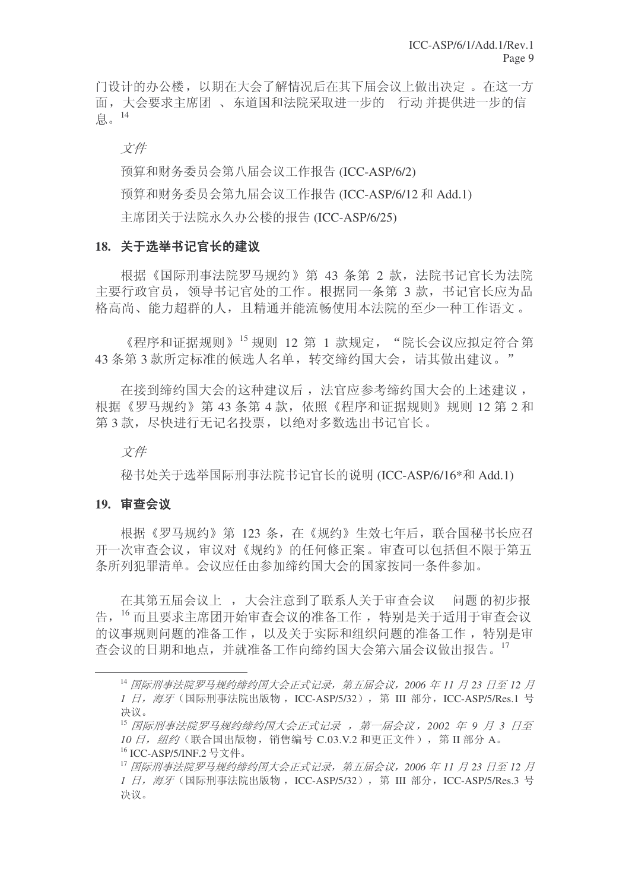门设计的办公楼，以期在大会了解情况后在其下届会议上做出决定 。在这一方面，大会要求主席团 、东道国和法院采取进一步的 行动 并提供进一步的信息。[14]

*文件*

预算和财务委员会第八届会议工作报告 (ICC-ASP/6/2)

预算和财务委员会第九届会议工作报告 (ICC-ASP/6/12 和 Add.1)

主席团关于法院永久办公楼的报告 (ICC-ASP/6/25)

## 18. 关于选举书记官长的建议

根据《国际刑事法院罗马规约》第 43 条第 2 款，法院书记官长为法院主要行政官员，领导书记官处的工作。根据同一条第 3 款，书记官长应为品格高尚、能力超群的人，且精通并能流畅使用本法院的至少一种工作语文 。

《程序和证据规则》[15] 规则 12 第 1 款规定，"院长会议应拟定符合 第 43 条第 3 款所定标准的候选人名单，转交缔约国大会，请其做出建议。"

在接到缔约国大会的这种建议后 ，法官应参考缔约国大会的上述建议 ，根据《罗马规约》第 43 条第 4 款，依照《程序和证据规则》规则 12 第 2 和第 3 款，尽快进行无记名投票，以绝对多数选出书记官长。

*文件*

秘书处关于选举国际刑事法院书记官长的说明 (ICC-ASP/6/16*和 Add.1)

## 19. 审查会议

根据《罗马规约》第 123 条，在《规约》生效七年后，联合国秘书长应召开一次审查会议，审议对《规约》的任何修正案。审查可以包括但不限于第五条所列犯罪清单。会议应任由参加缔约国大会的国家按同一条件参加。

在其第五届会议上 ，大会注意到了联系人关于审查会议 问题 的初步报告，[16] 而且要求主席团开始审查会议的准备工作 ，特别是关于适用于审查会议的议事规则问题的准备工作 ，以及关于实际和组织问题的准备工作 ，特别是审查会议的日期和地点，并就准备工作向缔约国大会第六届会议做出报告。[17]

---

[14] *国际刑事法院罗马规约缔约国大会正式记录，第五届会议，2006 年 11 月 23 日至 12 月 1 日，海牙*（国际刑事法院出版物，ICC-ASP/5/32），第 III 部分，ICC-ASP/5/Res.1 号决议。

[15] *国际刑事法院罗马规约缔约国大会正式记录 ，第一届会议，2002 年 9 月 3 日至 10 日，纽约*（联合国出版物，销售编号 C.03.V.2 和更正文件），第 II 部分 A。

[16] ICC-ASP/5/INF.2 号文件。

[17] *国际刑事法院罗马规约缔约国大会正式记录，第五届会议，2006 年 11 月 23 日至 12 月 1 日，海牙*（国际刑事法院出版物，ICC-ASP/5/32），第 III 部分，ICC-ASP/5/Res.3 号决议。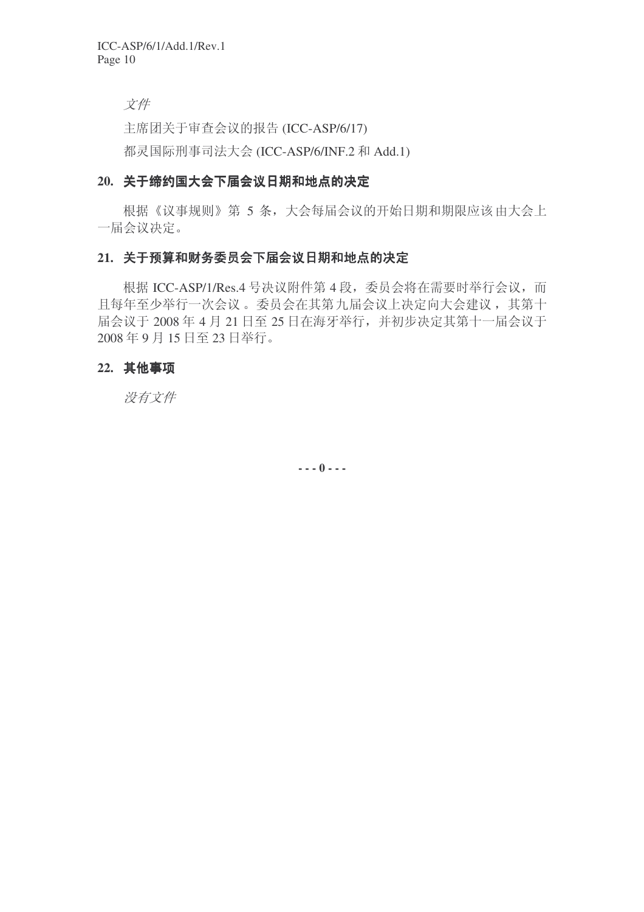*文件*

主席团关于审查会议的报告 (ICC-ASP/6/17)

都灵国际刑事司法大会 (ICC-ASP/6/INF.2 和 Add.1)

## 20. 关于缔约国大会下届会议日期和地点的决定

根据《议事规则》第 5 条，大会每届会议的开始日期和期限应该由大会上一届会议决定。

## 21. 关于预算和财务委员会下届会议日期和地点的决定

根据 ICC-ASP/1/Res.4 号决议附件第 4 段，委员会将在需要时举行会议，而且每年至少举行一次会议。委员会在其第九届会议上决定向大会建议，其第十届会议于 2008 年 4 月 21 日至 25 日在海牙举行，并初步决定其第十一届会议于 2008 年 9 月 15 日至 23 日举行。

## 22. 其他事项

*没有文件*

- - - 0 - - -